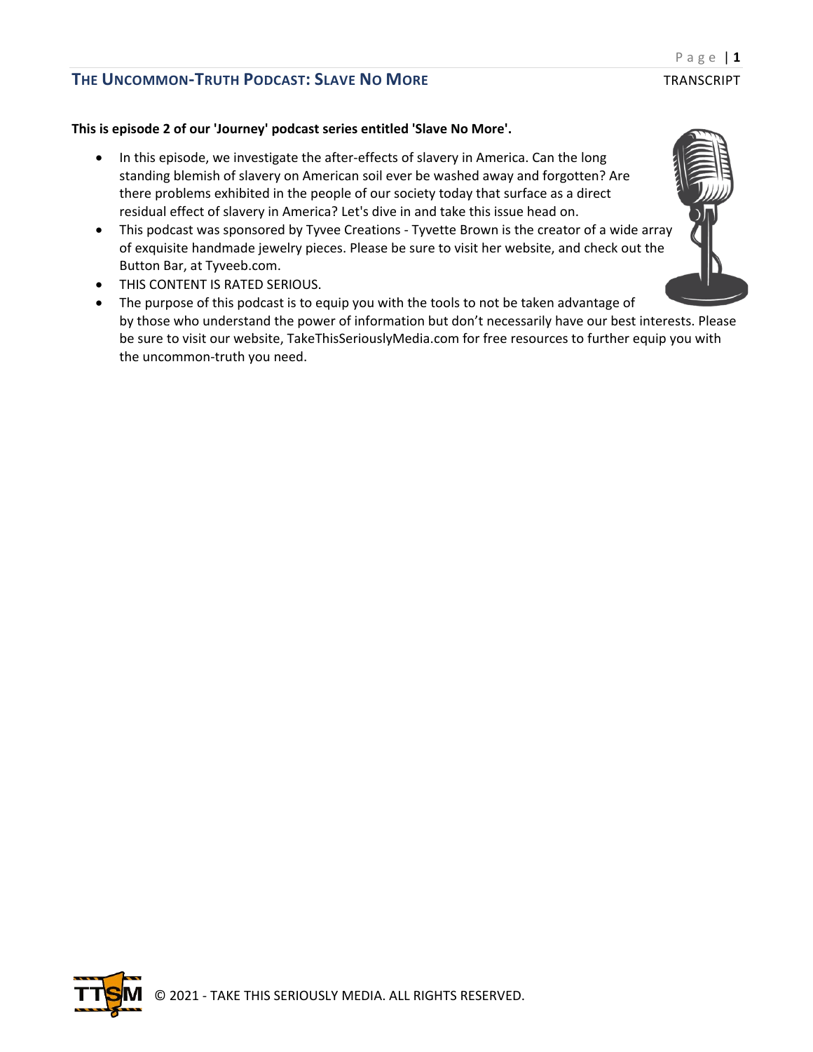**This is episode 2 of our 'Journey' podcast series entitled 'Slave No More'.**

- In this episode, we investigate the after-effects of slavery in America. Can the long standing blemish of slavery on American soil ever be washed away and forgotten? Are there problems exhibited in the people of our society today that surface as a direct residual effect of slavery in America? Let's dive in and take this issue head on.
- This podcast was sponsored by Tyvee Creations - Tyvette Brown is the creator of a wide array of exquisite handmade jewelry pieces. Please be sure to visit her website, and check out the Button Bar, at Tyveeb.com.
- THIS CONTENT IS RATED SERIOUS.
- The purpose of this podcast is to equip you with the tools to not be taken advantage of by those who understand the power of information but don't necessarily have our best interests. Please be sure to visit our website, TakeThisSeriouslyMedia.com for free resources to further equip you with the uncommon-truth you need.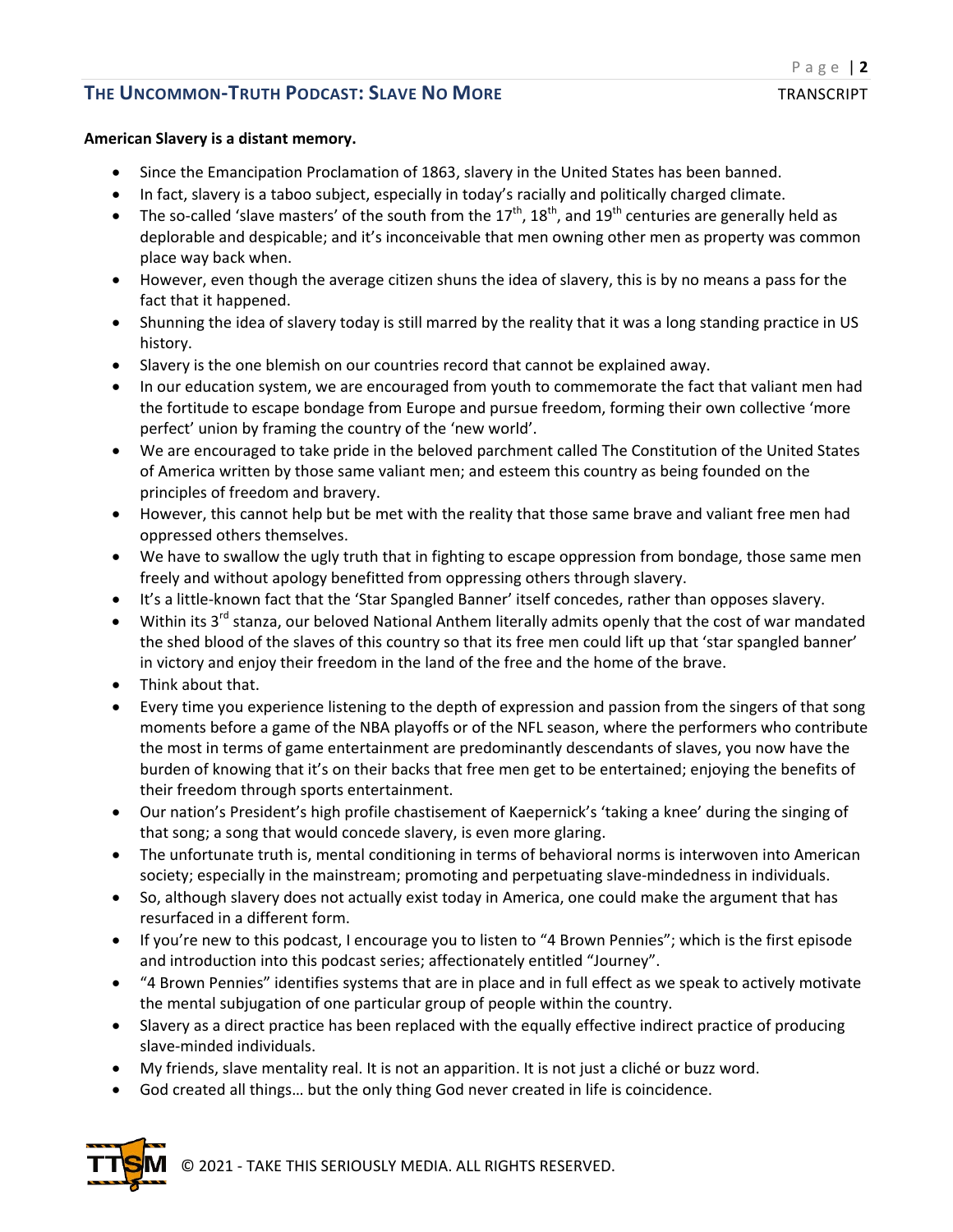**American Slavery is a distant memory.**

- Since the Emancipation Proclamation of 1863, slavery in the United States has been banned.
- In fact, slavery is a taboo subject, especially in today's racially and politically charged climate.
- The so-called 'slave masters' of the south from the 17th, 18th, and 19th centuries are generally held as deplorable and despicable; and it's inconceivable that men owning other men as property was common place way back when.
- However, even though the average citizen shuns the idea of slavery, this is by no means a pass for the fact that it happened.
- Shunning the idea of slavery today is still marred by the reality that it was a long standing practice in US history.
- Slavery is the one blemish on our countries record that cannot be explained away.
- In our education system, we are encouraged from youth to commemorate the fact that valiant men had the fortitude to escape bondage from Europe and pursue freedom, forming their own collective 'more perfect' union by framing the country of the 'new world'.
- We are encouraged to take pride in the beloved parchment called The Constitution of the United States of America written by those same valiant men; and esteem this country as being founded on the principles of freedom and bravery.
- However, this cannot help but be met with the reality that those same brave and valiant free men had oppressed others themselves.
- We have to swallow the ugly truth that in fighting to escape oppression from bondage, those same men freely and without apology benefitted from oppressing others through slavery.
- It's a little-known fact that the 'Star Spangled Banner' itself concedes, rather than opposes slavery.
- Within its 3rd stanza, our beloved National Anthem literally admits openly that the cost of war mandated the shed blood of the slaves of this country so that its free men could lift up that 'star spangled banner' in victory and enjoy their freedom in the land of the free and the home of the brave.
- Think about that.
- Every time you experience listening to the depth of expression and passion from the singers of that song moments before a game of the NBA playoffs or of the NFL season, where the performers who contribute the most in terms of game entertainment are predominantly descendants of slaves, you now have the burden of knowing that it's on their backs that free men get to be entertained; enjoying the benefits of their freedom through sports entertainment.
- Our nation's President's high profile chastisement of Kaepernick's 'taking a knee' during the singing of that song; a song that would concede slavery, is even more glaring.
- The unfortunate truth is, mental conditioning in terms of behavioral norms is interwoven into American society; especially in the mainstream; promoting and perpetuating slave-mindedness in individuals.
- So, although slavery does not actually exist today in America, one could make the argument that has resurfaced in a different form.
- If you're new to this podcast, I encourage you to listen to "4 Brown Pennies"; which is the first episode and introduction into this podcast series; affectionately entitled "Journey".
- "4 Brown Pennies" identifies systems that are in place and in full effect as we speak to actively motivate the mental subjugation of one particular group of people within the country.
- Slavery as a direct practice has been replaced with the equally effective indirect practice of producing slave-minded individuals.
- My friends, slave mentality real. It is not an apparition. It is not just a cliché or buzz word.
- God created all things… but the only thing God never created in life is coincidence.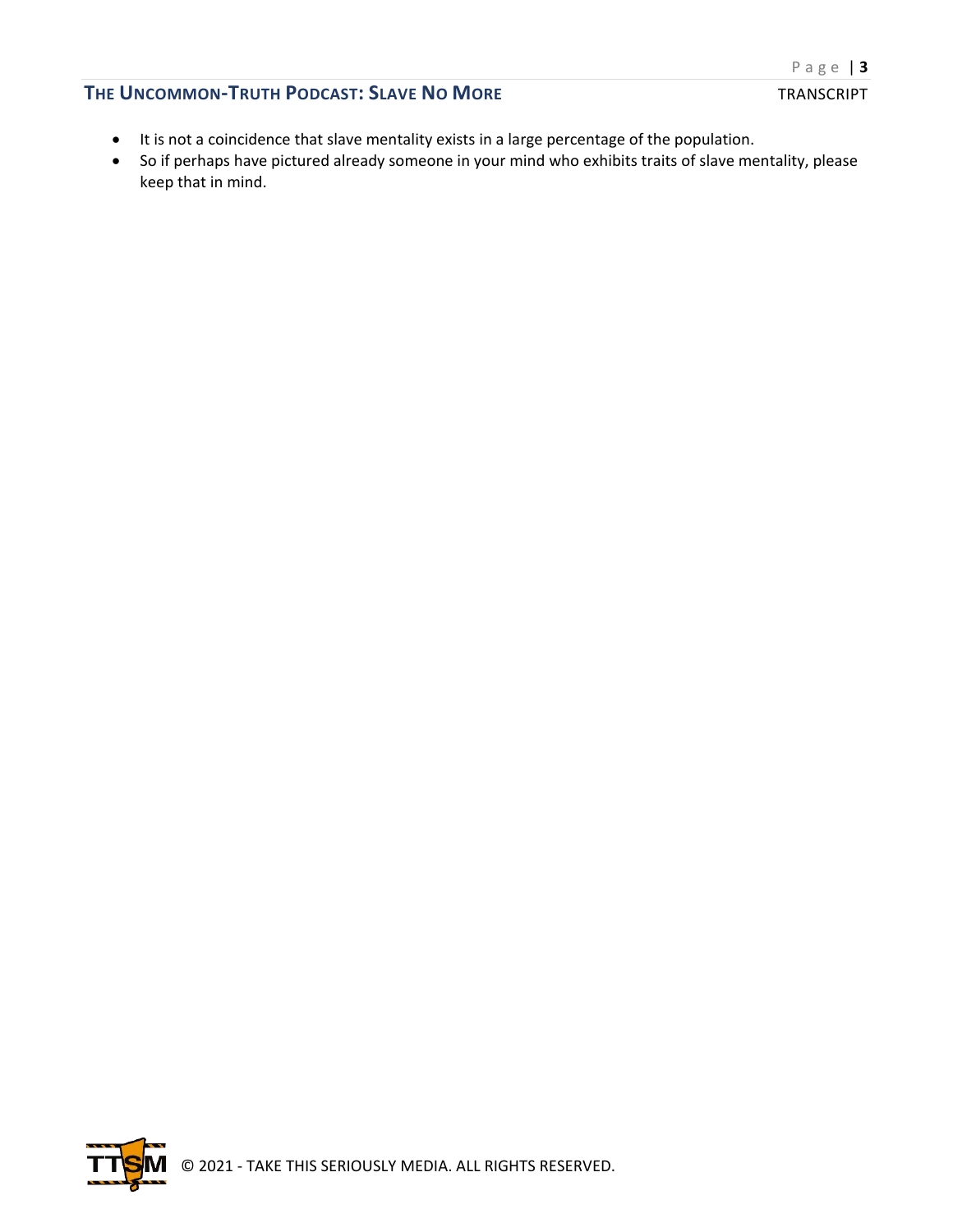- It is not a coincidence that slave mentality exists in a large percentage of the population.
- So if perhaps have pictured already someone in your mind who exhibits traits of slave mentality, please keep that in mind.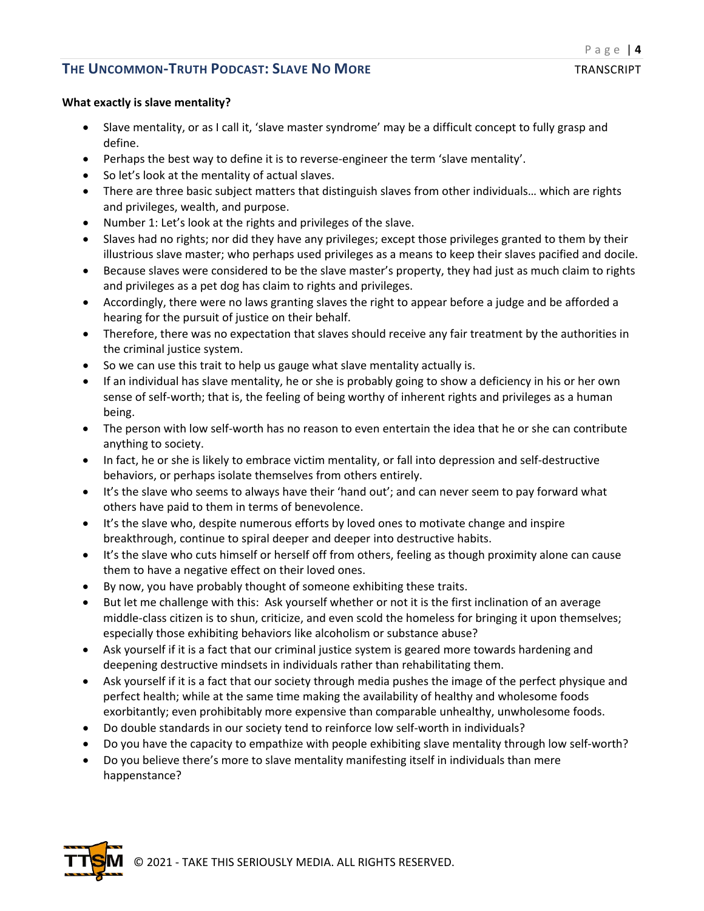**What exactly is slave mentality?**

- Slave mentality, or as I call it, 'slave master syndrome' may be a difficult concept to fully grasp and define.
- Perhaps the best way to define it is to reverse-engineer the term 'slave mentality'.
- So let's look at the mentality of actual slaves.
- There are three basic subject matters that distinguish slaves from other individuals… which are rights and privileges, wealth, and purpose.
- Number 1: Let's look at the rights and privileges of the slave.
- Slaves had no rights; nor did they have any privileges; except those privileges granted to them by their illustrious slave master; who perhaps used privileges as a means to keep their slaves pacified and docile.
- Because slaves were considered to be the slave master's property, they had just as much claim to rights and privileges as a pet dog has claim to rights and privileges.
- Accordingly, there were no laws granting slaves the right to appear before a judge and be afforded a hearing for the pursuit of justice on their behalf.
- Therefore, there was no expectation that slaves should receive any fair treatment by the authorities in the criminal justice system.
- So we can use this trait to help us gauge what slave mentality actually is.
- If an individual has slave mentality, he or she is probably going to show a deficiency in his or her own sense of self-worth; that is, the feeling of being worthy of inherent rights and privileges as a human being.
- The person with low self-worth has no reason to even entertain the idea that he or she can contribute anything to society.
- In fact, he or she is likely to embrace victim mentality, or fall into depression and self-destructive behaviors, or perhaps isolate themselves from others entirely.
- It's the slave who seems to always have their 'hand out'; and can never seem to pay forward what others have paid to them in terms of benevolence.
- It's the slave who, despite numerous efforts by loved ones to motivate change and inspire breakthrough, continue to spiral deeper and deeper into destructive habits.
- It's the slave who cuts himself or herself off from others, feeling as though proximity alone can cause them to have a negative effect on their loved ones.
- By now, you have probably thought of someone exhibiting these traits.
- But let me challenge with this: Ask yourself whether or not it is the first inclination of an average middle-class citizen is to shun, criticize, and even scold the homeless for bringing it upon themselves; especially those exhibiting behaviors like alcoholism or substance abuse?
- Ask yourself if it is a fact that our criminal justice system is geared more towards hardening and deepening destructive mindsets in individuals rather than rehabilitating them.
- Ask yourself if it is a fact that our society through media pushes the image of the perfect physique and perfect health; while at the same time making the availability of healthy and wholesome foods exorbitantly; even prohibitably more expensive than comparable unhealthy, unwholesome foods.
- Do double standards in our society tend to reinforce low self-worth in individuals?
- Do you have the capacity to empathize with people exhibiting slave mentality through low self-worth?
- Do you believe there's more to slave mentality manifesting itself in individuals than mere happenstance?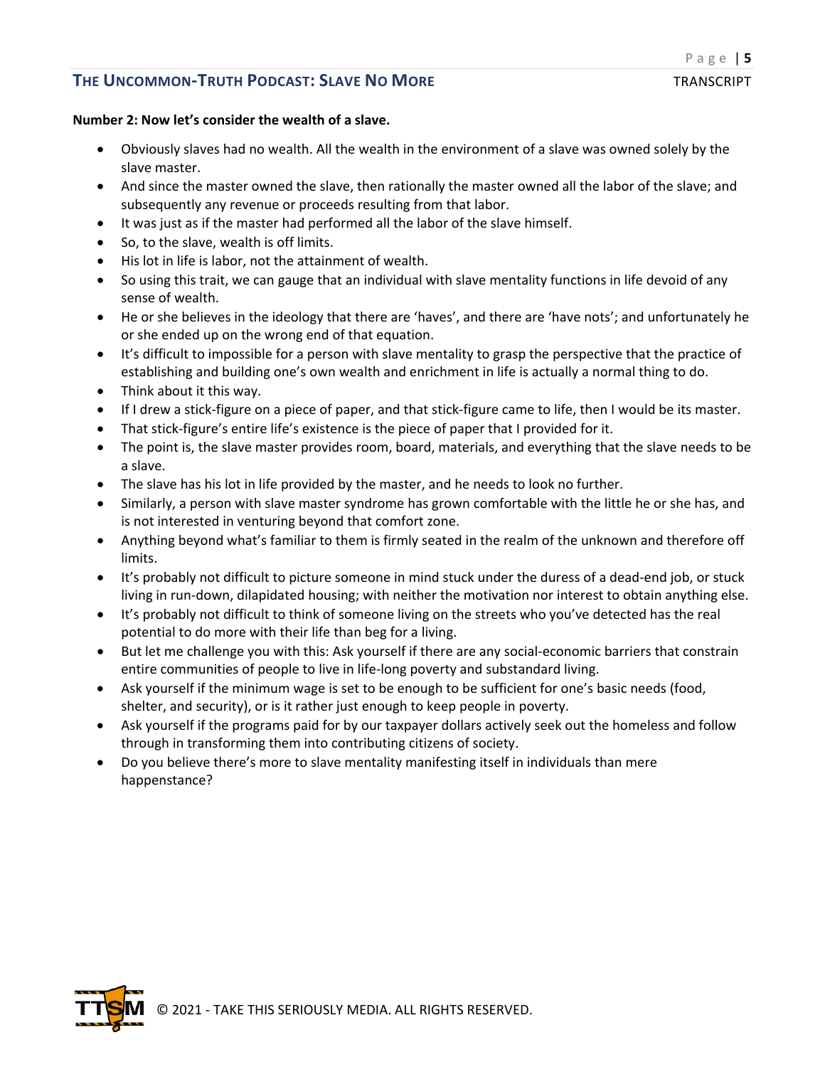**Number 2: Now let's consider the wealth of a slave.**

- Obviously slaves had no wealth. All the wealth in the environment of a slave was owned solely by the slave master.
- And since the master owned the slave, then rationally the master owned all the labor of the slave; and subsequently any revenue or proceeds resulting from that labor.
- It was just as if the master had performed all the labor of the slave himself.
- So, to the slave, wealth is off limits.
- His lot in life is labor, not the attainment of wealth.
- So using this trait, we can gauge that an individual with slave mentality functions in life devoid of any sense of wealth.
- He or she believes in the ideology that there are 'haves', and there are 'have nots'; and unfortunately he or she ended up on the wrong end of that equation.
- It's difficult to impossible for a person with slave mentality to grasp the perspective that the practice of establishing and building one's own wealth and enrichment in life is actually a normal thing to do.
- Think about it this way.
- If I drew a stick-figure on a piece of paper, and that stick-figure came to life, then I would be its master.
- That stick-figure's entire life's existence is the piece of paper that I provided for it.
- The point is, the slave master provides room, board, materials, and everything that the slave needs to be a slave.
- The slave has his lot in life provided by the master, and he needs to look no further.
- Similarly, a person with slave master syndrome has grown comfortable with the little he or she has, and is not interested in venturing beyond that comfort zone.
- Anything beyond what's familiar to them is firmly seated in the realm of the unknown and therefore off limits.
- It's probably not difficult to picture someone in mind stuck under the duress of a dead-end job, or stuck living in run-down, dilapidated housing; with neither the motivation nor interest to obtain anything else.
- It's probably not difficult to think of someone living on the streets who you've detected has the real potential to do more with their life than beg for a living.
- But let me challenge you with this: Ask yourself if there are any social-economic barriers that constrain entire communities of people to live in life-long poverty and substandard living.
- Ask yourself if the minimum wage is set to be enough to be sufficient for one's basic needs (food, shelter, and security), or is it rather just enough to keep people in poverty.
- Ask yourself if the programs paid for by our taxpayer dollars actively seek out the homeless and follow through in transforming them into contributing citizens of society.
- Do you believe there's more to slave mentality manifesting itself in individuals than mere happenstance?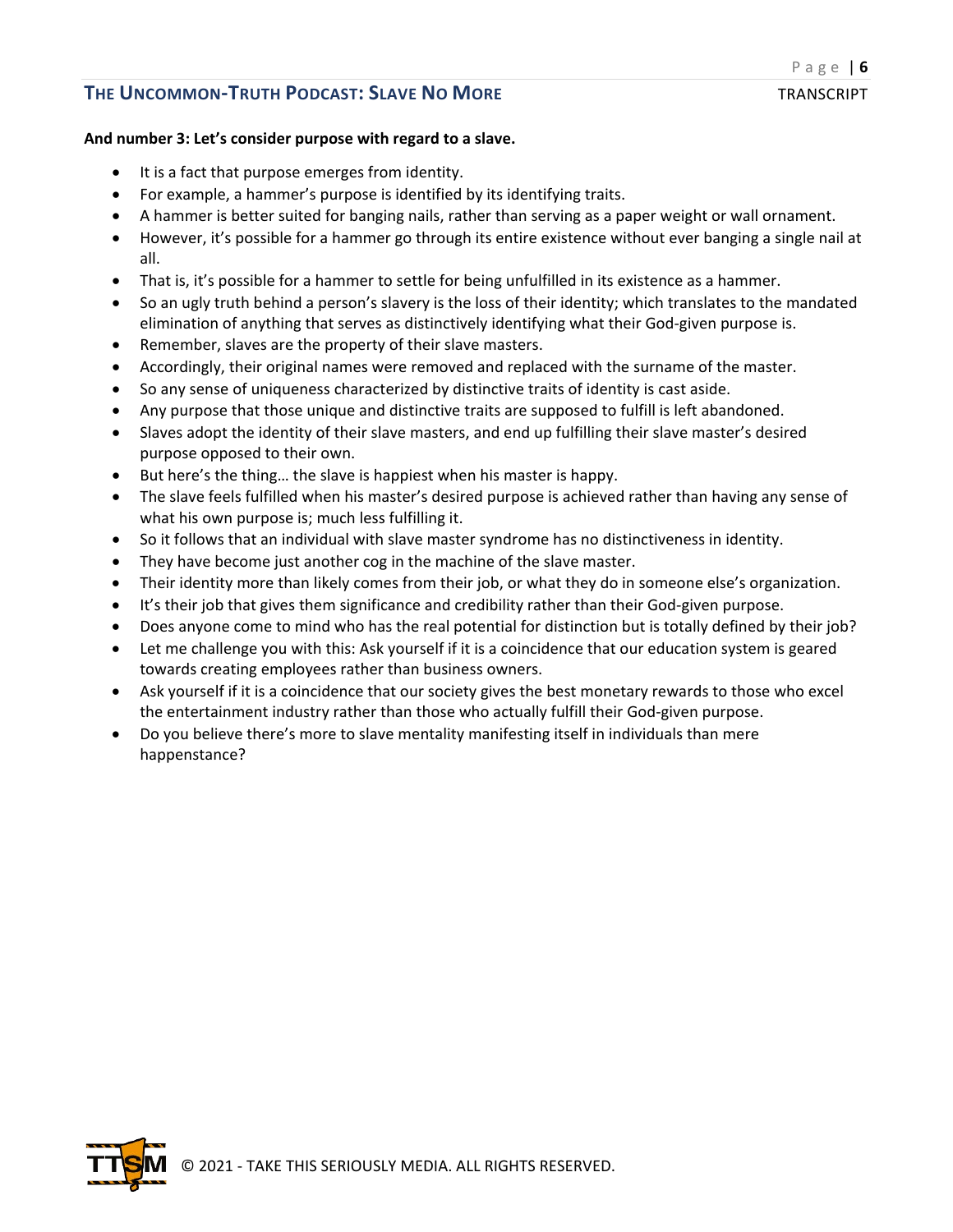**And number 3: Let's consider purpose with regard to a slave.**

- It is a fact that purpose emerges from identity.
- For example, a hammer's purpose is identified by its identifying traits.
- A hammer is better suited for banging nails, rather than serving as a paper weight or wall ornament.
- However, it's possible for a hammer go through its entire existence without ever banging a single nail at all.
- That is, it's possible for a hammer to settle for being unfulfilled in its existence as a hammer.
- So an ugly truth behind a person's slavery is the loss of their identity; which translates to the mandated elimination of anything that serves as distinctively identifying what their God-given purpose is.
- Remember, slaves are the property of their slave masters.
- Accordingly, their original names were removed and replaced with the surname of the master.
- So any sense of uniqueness characterized by distinctive traits of identity is cast aside.
- Any purpose that those unique and distinctive traits are supposed to fulfill is left abandoned.
- Slaves adopt the identity of their slave masters, and end up fulfilling their slave master's desired purpose opposed to their own.
- But here's the thing… the slave is happiest when his master is happy.
- The slave feels fulfilled when his master's desired purpose is achieved rather than having any sense of what his own purpose is; much less fulfilling it.
- So it follows that an individual with slave master syndrome has no distinctiveness in identity.
- They have become just another cog in the machine of the slave master.
- Their identity more than likely comes from their job, or what they do in someone else's organization.
- It's their job that gives them significance and credibility rather than their God-given purpose.
- Does anyone come to mind who has the real potential for distinction but is totally defined by their job?
- Let me challenge you with this: Ask yourself if it is a coincidence that our education system is geared towards creating employees rather than business owners.
- Ask yourself if it is a coincidence that our society gives the best monetary rewards to those who excel the entertainment industry rather than those who actually fulfill their God-given purpose.
- Do you believe there's more to slave mentality manifesting itself in individuals than mere happenstance?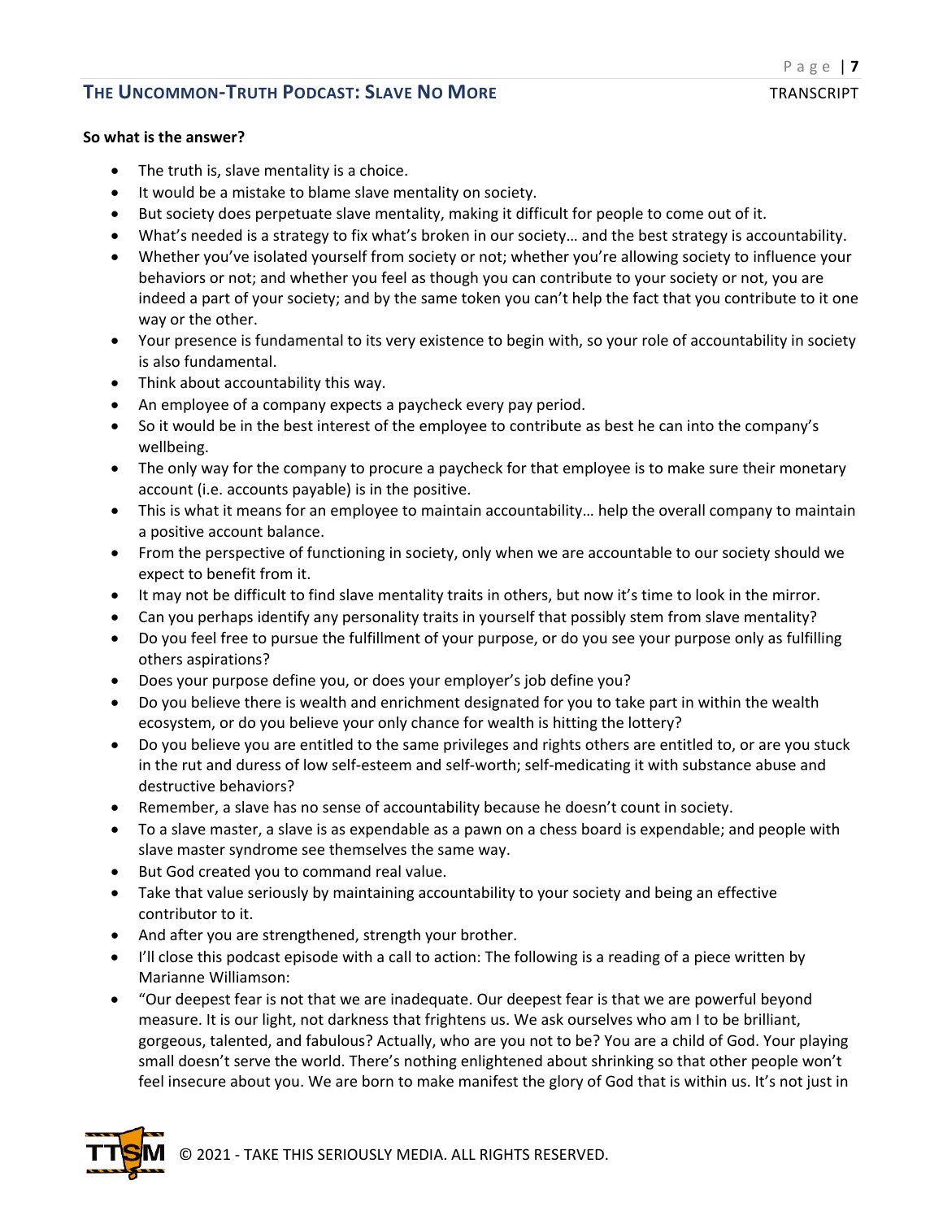**So what is the answer?**

- The truth is, slave mentality is a choice.
- It would be a mistake to blame slave mentality on society.
- But society does perpetuate slave mentality, making it difficult for people to come out of it.
- What's needed is a strategy to fix what's broken in our society… and the best strategy is accountability.
- Whether you've isolated yourself from society or not; whether you're allowing society to influence your behaviors or not; and whether you feel as though you can contribute to your society or not, you are indeed a part of your society; and by the same token you can't help the fact that you contribute to it one way or the other.
- Your presence is fundamental to its very existence to begin with, so your role of accountability in society is also fundamental.
- Think about accountability this way.
- An employee of a company expects a paycheck every pay period.
- So it would be in the best interest of the employee to contribute as best he can into the company's wellbeing.
- The only way for the company to procure a paycheck for that employee is to make sure their monetary account (i.e. accounts payable) is in the positive.
- This is what it means for an employee to maintain accountability… help the overall company to maintain a positive account balance.
- From the perspective of functioning in society, only when we are accountable to our society should we expect to benefit from it.
- It may not be difficult to find slave mentality traits in others, but now it's time to look in the mirror.
- Can you perhaps identify any personality traits in yourself that possibly stem from slave mentality?
- Do you feel free to pursue the fulfillment of your purpose, or do you see your purpose only as fulfilling others aspirations?
- Does your purpose define you, or does your employer's job define you?
- Do you believe there is wealth and enrichment designated for you to take part in within the wealth ecosystem, or do you believe your only chance for wealth is hitting the lottery?
- Do you believe you are entitled to the same privileges and rights others are entitled to, or are you stuck in the rut and duress of low self-esteem and self-worth; self-medicating it with substance abuse and destructive behaviors?
- Remember, a slave has no sense of accountability because he doesn't count in society.
- To a slave master, a slave is as expendable as a pawn on a chess board is expendable; and people with slave master syndrome see themselves the same way.
- But God created you to command real value.
- Take that value seriously by maintaining accountability to your society and being an effective contributor to it.
- And after you are strengthened, strength your brother.
- I'll close this podcast episode with a call to action: The following is a reading of a piece written by Marianne Williamson:
- "Our deepest fear is not that we are inadequate. Our deepest fear is that we are powerful beyond measure. It is our light, not darkness that frightens us. We ask ourselves who am I to be brilliant, gorgeous, talented, and fabulous? Actually, who are you not to be? You are a child of God. Your playing small doesn't serve the world. There's nothing enlightened about shrinking so that other people won't feel insecure about you. We are born to make manifest the glory of God that is within us. It's not just in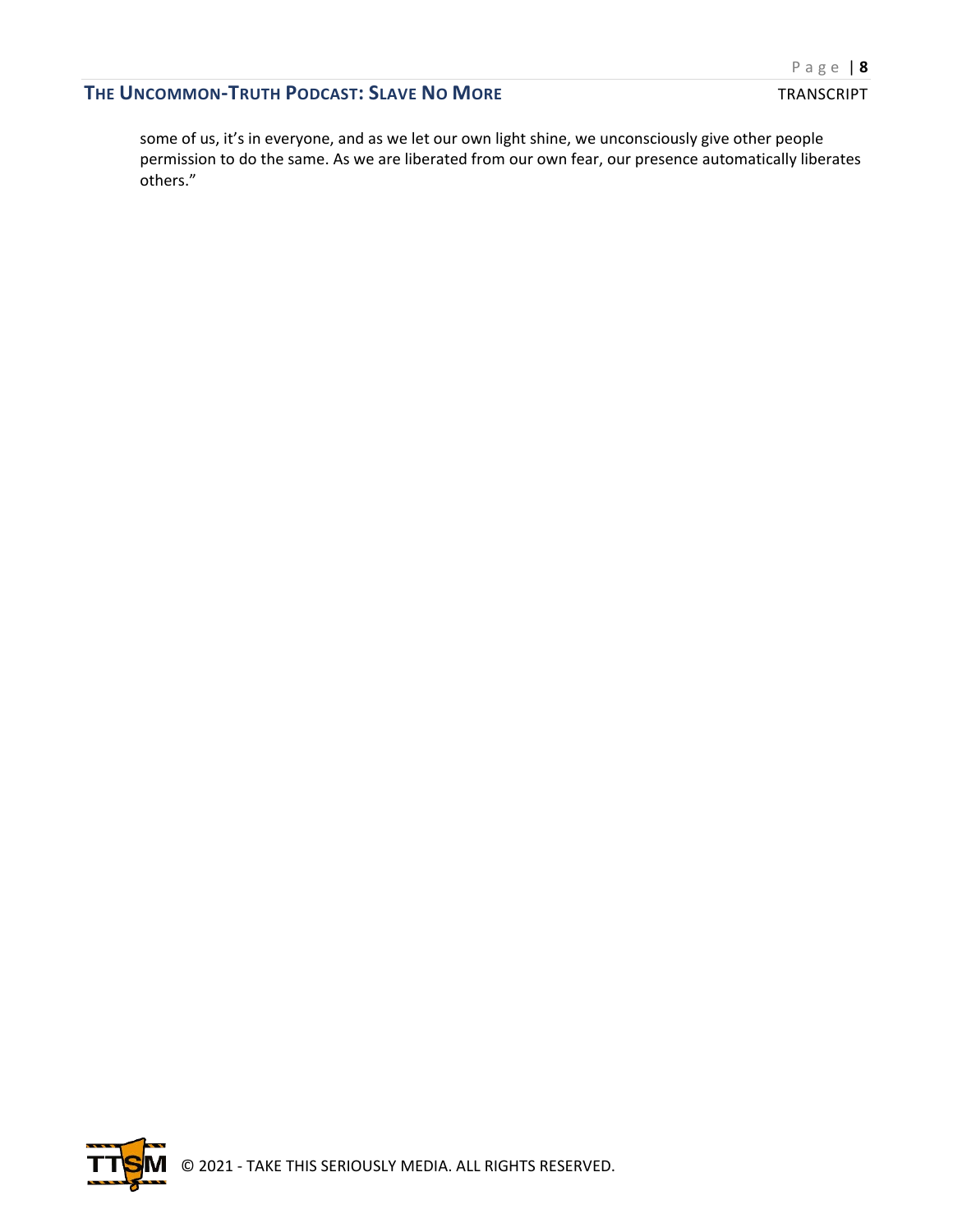some of us, it's in everyone, and as we let our own light shine, we unconsciously give other people permission to do the same. As we are liberated from our own fear, our presence automatically liberates others."